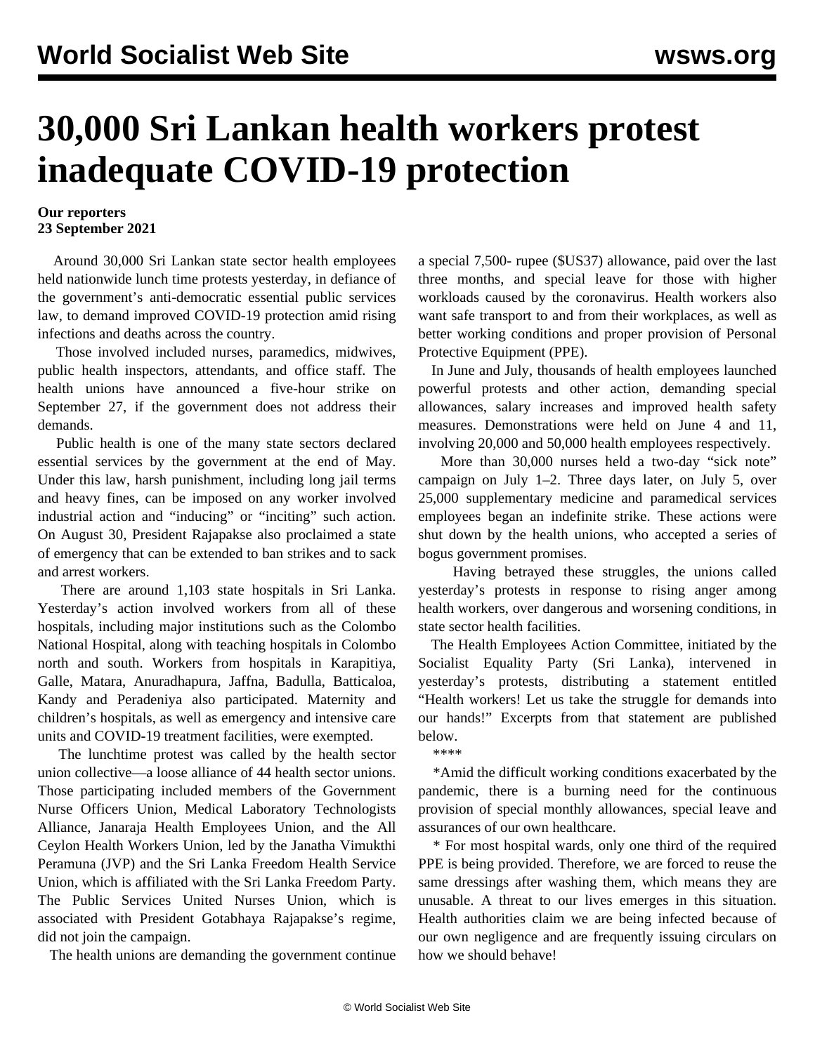# 30,000 Sri Lankan health workers protest inadequate COVID-19 protection

**Our reporters**
**23 September 2021**

Around 30,000 Sri Lankan state sector health employees held nationwide lunch time protests yesterday, in defiance of the government's anti-democratic essential public services law, to demand improved COVID-19 protection amid rising infections and deaths across the country.

Those involved included nurses, paramedics, midwives, public health inspectors, attendants, and office staff. The health unions have announced a five-hour strike on September 27, if the government does not address their demands.

Public health is one of the many state sectors declared essential services by the government at the end of May. Under this law, harsh punishment, including long jail terms and heavy fines, can be imposed on any worker involved industrial action and "inducing" or "inciting" such action. On August 30, President Rajapakse also proclaimed a state of emergency that can be extended to ban strikes and to sack and arrest workers.

There are around 1,103 state hospitals in Sri Lanka. Yesterday's action involved workers from all of these hospitals, including major institutions such as the Colombo National Hospital, along with teaching hospitals in Colombo north and south. Workers from hospitals in Karapitiya, Galle, Matara, Anuradhapura, Jaffna, Badulla, Batticaloa, Kandy and Peradeniya also participated. Maternity and children's hospitals, as well as emergency and intensive care units and COVID-19 treatment facilities, were exempted.

The lunchtime protest was called by the health sector union collective—a loose alliance of 44 health sector unions. Those participating included members of the Government Nurse Officers Union, Medical Laboratory Technologists Alliance, Janaraja Health Employees Union, and the All Ceylon Health Workers Union, led by the Janatha Vimukthi Peramuna (JVP) and the Sri Lanka Freedom Health Service Union, which is affiliated with the Sri Lanka Freedom Party. The Public Services United Nurses Union, which is associated with President Gotabhaya Rajapakse's regime, did not join the campaign.

The health unions are demanding the government continue a special 7,500- rupee ($US37) allowance, paid over the last three months, and special leave for those with higher workloads caused by the coronavirus. Health workers also want safe transport to and from their workplaces, as well as better working conditions and proper provision of Personal Protective Equipment (PPE).

In June and July, thousands of health employees launched powerful protests and other action, demanding special allowances, salary increases and improved health safety measures. Demonstrations were held on June 4 and 11, involving 20,000 and 50,000 health employees respectively.

More than 30,000 nurses held a two-day "sick note" campaign on July 1–2. Three days later, on July 5, over 25,000 supplementary medicine and paramedical services employees began an indefinite strike. These actions were shut down by the health unions, who accepted a series of bogus government promises.

Having betrayed these struggles, the unions called yesterday's protests in response to rising anger among health workers, over dangerous and worsening conditions, in state sector health facilities.

The Health Employees Action Committee, initiated by the Socialist Equality Party (Sri Lanka), intervened in yesterday's protests, distributing a statement entitled "Health workers! Let us take the struggle for demands into our hands!" Excerpts from that statement are published below.

****

*Amid the difficult working conditions exacerbated by the pandemic, there is a burning need for the continuous provision of special monthly allowances, special leave and assurances of our own healthcare.

* For most hospital wards, only one third of the required PPE is being provided. Therefore, we are forced to reuse the same dressings after washing them, which means they are unusable. A threat to our lives emerges in this situation. Health authorities claim we are being infected because of our own negligence and are frequently issuing circulars on how we should behave!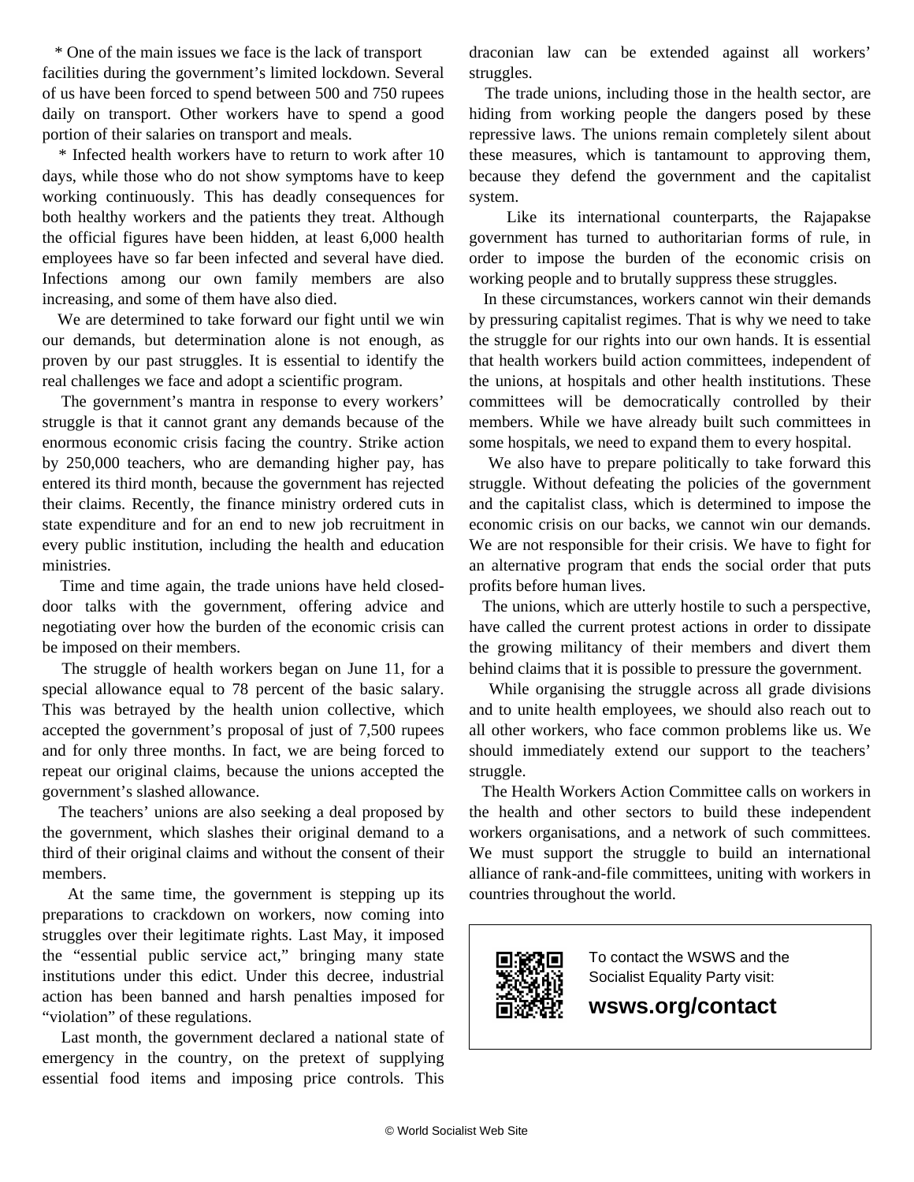* One of the main issues we face is the lack of transport facilities during the government's limited lockdown. Several of us have been forced to spend between 500 and 750 rupees daily on transport. Other workers have to spend a good portion of their salaries on transport and meals.

* Infected health workers have to return to work after 10 days, while those who do not show symptoms have to keep working continuously. This has deadly consequences for both healthy workers and the patients they treat. Although the official figures have been hidden, at least 6,000 health employees have so far been infected and several have died. Infections among our own family members are also increasing, and some of them have also died.

We are determined to take forward our fight until we win our demands, but determination alone is not enough, as proven by our past struggles. It is essential to identify the real challenges we face and adopt a scientific program.

The government's mantra in response to every workers' struggle is that it cannot grant any demands because of the enormous economic crisis facing the country. Strike action by 250,000 teachers, who are demanding higher pay, has entered its third month, because the government has rejected their claims. Recently, the finance ministry ordered cuts in state expenditure and for an end to new job recruitment in every public institution, including the health and education ministries.

Time and time again, the trade unions have held closed-door talks with the government, offering advice and negotiating over how the burden of the economic crisis can be imposed on their members.

The struggle of health workers began on June 11, for a special allowance equal to 78 percent of the basic salary. This was betrayed by the health union collective, which accepted the government's proposal of just of 7,500 rupees and for only three months. In fact, we are being forced to repeat our original claims, because the unions accepted the government's slashed allowance.

The teachers' unions are also seeking a deal proposed by the government, which slashes their original demand to a third of their original claims and without the consent of their members.

At the same time, the government is stepping up its preparations to crackdown on workers, now coming into struggles over their legitimate rights. Last May, it imposed the "essential public service act," bringing many state institutions under this edict. Under this decree, industrial action has been banned and harsh penalties imposed for "violation" of these regulations.

Last month, the government declared a national state of emergency in the country, on the pretext of supplying essential food items and imposing price controls. This draconian law can be extended against all workers' struggles.

The trade unions, including those in the health sector, are hiding from working people the dangers posed by these repressive laws. The unions remain completely silent about these measures, which is tantamount to approving them, because they defend the government and the capitalist system.

Like its international counterparts, the Rajapakse government has turned to authoritarian forms of rule, in order to impose the burden of the economic crisis on working people and to brutally suppress these struggles.

In these circumstances, workers cannot win their demands by pressuring capitalist regimes. That is why we need to take the struggle for our rights into our own hands. It is essential that health workers build action committees, independent of the unions, at hospitals and other health institutions. These committees will be democratically controlled by their members. While we have already built such committees in some hospitals, we need to expand them to every hospital.

We also have to prepare politically to take forward this struggle. Without defeating the policies of the government and the capitalist class, which is determined to impose the economic crisis on our backs, we cannot win our demands. We are not responsible for their crisis. We have to fight for an alternative program that ends the social order that puts profits before human lives.

The unions, which are utterly hostile to such a perspective, have called the current protest actions in order to dissipate the growing militancy of their members and divert them behind claims that it is possible to pressure the government.

While organising the struggle across all grade divisions and to unite health employees, we should also reach out to all other workers, who face common problems like us. We should immediately extend our support to the teachers' struggle.

The Health Workers Action Committee calls on workers in the health and other sectors to build these independent workers organisations, and a network of such committees. We must support the struggle to build an international alliance of rank-and-file committees, uniting with workers in countries throughout the world.

To contact the WSWS and the Socialist Equality Party visit:

**wsws.org/contact**